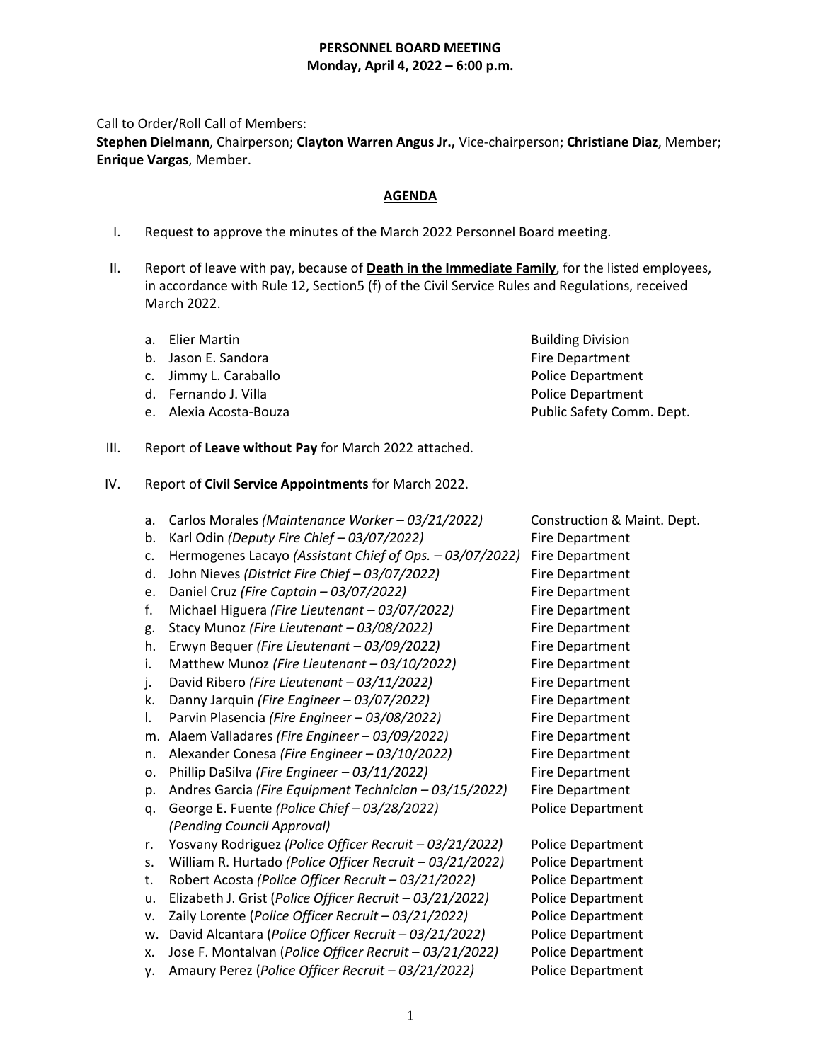**PERSONNEL BOARD MEETING**
**Monday, April 4, 2022 – 6:00 p.m.**

Call to Order/Roll Call of Members:
**Stephen Dielmann**, Chairperson; **Clayton Warren Angus Jr.,** Vice-chairperson; **Christiane Diaz**, Member; **Enrique Vargas**, Member.

## AGENDA

I. Request to approve the minutes of the March 2022 Personnel Board meeting.

II. Report of leave with pay, because of **Death in the Immediate Family**, for the listed employees, in accordance with Rule 12, Section5 (f) of the Civil Service Rules and Regulations, received March 2022.

a. Elier Martin — Building Division
b. Jason E. Sandora — Fire Department
c. Jimmy L. Caraballo — Police Department
d. Fernando J. Villa — Police Department
e. Alexia Acosta-Bouza — Public Safety Comm. Dept.

III. Report of **Leave without Pay** for March 2022 attached.

IV. Report of **Civil Service Appointments** for March 2022.

a. Carlos Morales *(Maintenance Worker – 03/21/2022)* — Construction & Maint. Dept.
b. Karl Odin *(Deputy Fire Chief – 03/07/2022)* — Fire Department
c. Hermogenes Lacayo *(Assistant Chief of Ops. – 03/07/2022)* — Fire Department
d. John Nieves *(District Fire Chief – 03/07/2022)* — Fire Department
e. Daniel Cruz *(Fire Captain – 03/07/2022)* — Fire Department
f. Michael Higuera *(Fire Lieutenant – 03/07/2022)* — Fire Department
g. Stacy Munoz *(Fire Lieutenant – 03/08/2022)* — Fire Department
h. Erwyn Bequer *(Fire Lieutenant – 03/09/2022)* — Fire Department
i. Matthew Munoz *(Fire Lieutenant – 03/10/2022)* — Fire Department
j. David Ribero *(Fire Lieutenant – 03/11/2022)* — Fire Department
k. Danny Jarquin *(Fire Engineer – 03/07/2022)* — Fire Department
l. Parvin Plasencia *(Fire Engineer – 03/08/2022)* — Fire Department
m. Alaem Valladares *(Fire Engineer – 03/09/2022)* — Fire Department
n. Alexander Conesa *(Fire Engineer – 03/10/2022)* — Fire Department
o. Phillip DaSilva *(Fire Engineer – 03/11/2022)* — Fire Department
p. Andres Garcia *(Fire Equipment Technician – 03/15/2022)* — Fire Department
q. George E. Fuente *(Police Chief – 03/28/2022)* *(Pending Council Approval)* — Police Department
r. Yosvany Rodriguez *(Police Officer Recruit – 03/21/2022)* — Police Department
s. William R. Hurtado *(Police Officer Recruit – 03/21/2022)* — Police Department
t. Robert Acosta *(Police Officer Recruit – 03/21/2022)* — Police Department
u. Elizabeth J. Grist (*Police Officer Recruit – 03/21/2022)* — Police Department
v. Zaily Lorente (*Police Officer Recruit – 03/21/2022)* — Police Department
w. David Alcantara (*Police Officer Recruit – 03/21/2022)* — Police Department
x. Jose F. Montalvan (*Police Officer Recruit – 03/21/2022)* — Police Department
y. Amaury Perez (*Police Officer Recruit – 03/21/2022)* — Police Department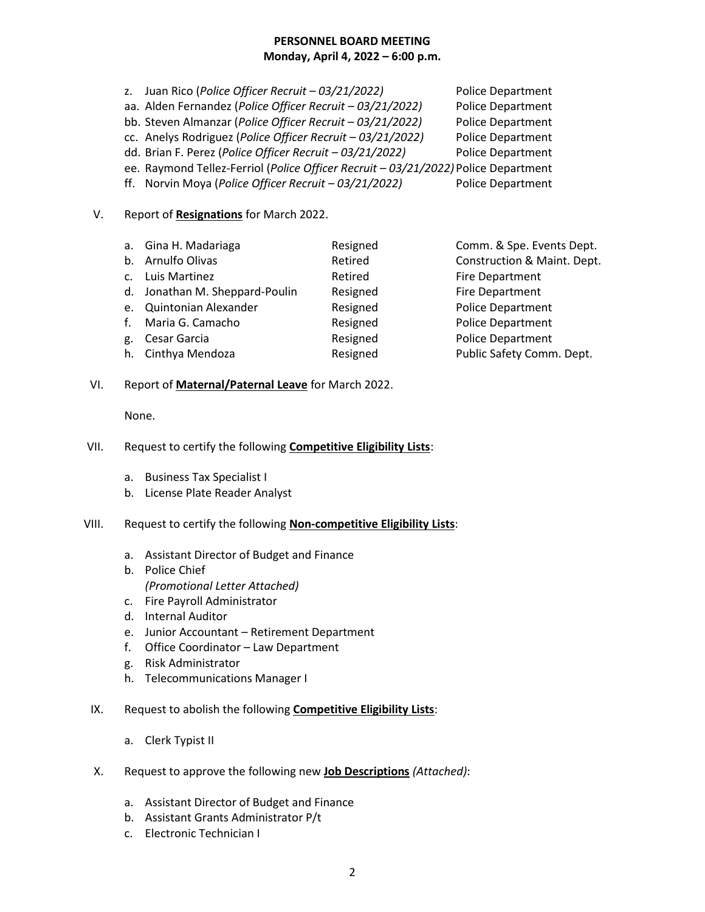z. Juan Rico (*Police Officer Recruit – 03/21/2022)* Police Department
aa. Alden Fernandez (*Police Officer Recruit – 03/21/2022)* Police Department
bb. Steven Almanzar (*Police Officer Recruit – 03/21/2022)* Police Department
cc. Anelys Rodriguez (*Police Officer Recruit – 03/21/2022)* Police Department
dd. Brian F. Perez (*Police Officer Recruit – 03/21/2022)* Police Department
ee. Raymond Tellez-Ferriol (*Police Officer Recruit – 03/21/2022)* Police Department
ff. Norvin Moya (*Police Officer Recruit – 03/21/2022)* Police Department

V. Report of **Resignations** for March 2022.

| | | | |
|---|---|---|---|
| a. | Gina H. Madariaga | Resigned | Comm. & Spe. Events Dept. |
| b. | Arnulfo Olivas | Retired | Construction & Maint. Dept. |
| c. | Luis Martinez | Retired | Fire Department |
| d. | Jonathan M. Sheppard-Poulin | Resigned | Fire Department |
| e. | Quintonian Alexander | Resigned | Police Department |
| f. | Maria G. Camacho | Resigned | Police Department |
| g. | Cesar Garcia | Resigned | Police Department |
| h. | Cinthya Mendoza | Resigned | Public Safety Comm. Dept. |

VI. Report of **Maternal/Paternal Leave** for March 2022.

None.

VII. Request to certify the following **Competitive Eligibility Lists**:

a. Business Tax Specialist I
b. License Plate Reader Analyst

VIII. Request to certify the following **Non-competitive Eligibility Lists**:

a. Assistant Director of Budget and Finance
b. Police Chief
*(Promotional Letter Attached)*
c. Fire Payroll Administrator
d. Internal Auditor
e. Junior Accountant – Retirement Department
f. Office Coordinator – Law Department
g. Risk Administrator
h. Telecommunications Manager I

IX. Request to abolish the following **Competitive Eligibility Lists**:

a. Clerk Typist II

X. Request to approve the following new **Job Descriptions** *(Attached)*:

a. Assistant Director of Budget and Finance
b. Assistant Grants Administrator P/t
c. Electronic Technician I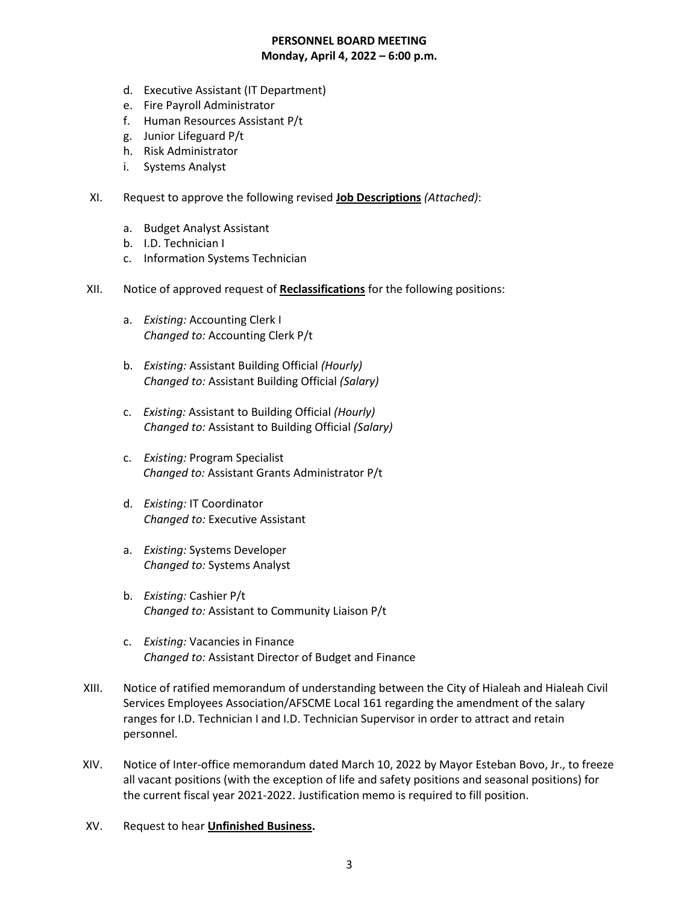d. Executive Assistant (IT Department)
e. Fire Payroll Administrator
f. Human Resources Assistant P/t
g. Junior Lifeguard P/t
h. Risk Administrator
i. Systems Analyst

XI. Request to approve the following revised **Job Descriptions** *(Attached)*:

a. Budget Analyst Assistant
b. I.D. Technician I
c. Information Systems Technician

XII. Notice of approved request of **Reclassifications** for the following positions:

a. *Existing:* Accounting Clerk I
*Changed to:* Accounting Clerk P/t

b. *Existing:* Assistant Building Official *(Hourly)*
*Changed to:* Assistant Building Official *(Salary)*

c. *Existing:* Assistant to Building Official *(Hourly)*
*Changed to:* Assistant to Building Official *(Salary)*

c. *Existing:* Program Specialist
*Changed to:* Assistant Grants Administrator P/t

d. *Existing:* IT Coordinator
*Changed to:* Executive Assistant

a. *Existing:* Systems Developer
*Changed to:* Systems Analyst

b. *Existing:* Cashier P/t
*Changed to:* Assistant to Community Liaison P/t

c. *Existing:* Vacancies in Finance
*Changed to:* Assistant Director of Budget and Finance

XIII. Notice of ratified memorandum of understanding between the City of Hialeah and Hialeah Civil Services Employees Association/AFSCME Local 161 regarding the amendment of the salary ranges for I.D. Technician I and I.D. Technician Supervisor in order to attract and retain personnel.

XIV. Notice of Inter-office memorandum dated March 10, 2022 by Mayor Esteban Bovo, Jr., to freeze all vacant positions (with the exception of life and safety positions and seasonal positions) for the current fiscal year 2021-2022. Justification memo is required to fill position.

XV. Request to hear **Unfinished Business.**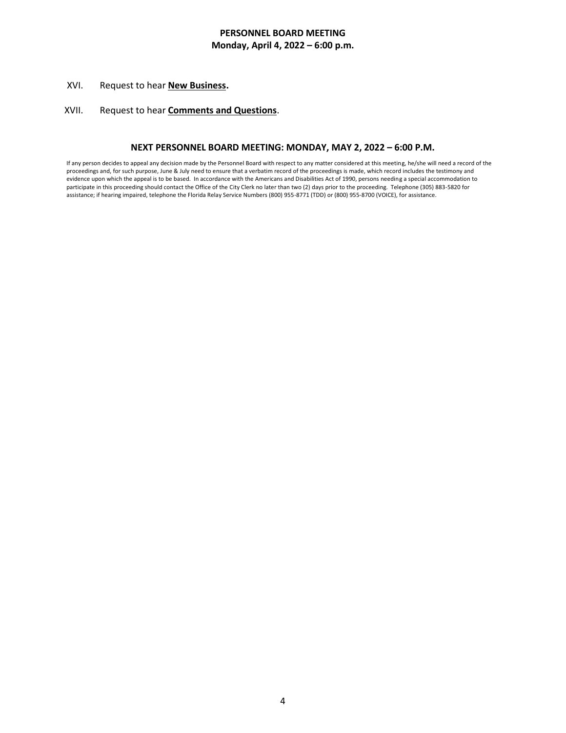XVI. Request to hear **New Business.**

XVII. Request to hear **Comments and Questions**.

**NEXT PERSONNEL BOARD MEETING: MONDAY, MAY 2, 2022 – 6:00 P.M.**

If any person decides to appeal any decision made by the Personnel Board with respect to any matter considered at this meeting, he/she will need a record of the proceedings and, for such purpose, June & July need to ensure that a verbatim record of the proceedings is made, which record includes the testimony and evidence upon which the appeal is to be based. In accordance with the Americans and Disabilities Act of 1990, persons needing a special accommodation to participate in this proceeding should contact the Office of the City Clerk no later than two (2) days prior to the proceeding. Telephone (305) 883-5820 for assistance; if hearing impaired, telephone the Florida Relay Service Numbers (800) 955-8771 (TDD) or (800) 955-8700 (VOICE), for assistance.